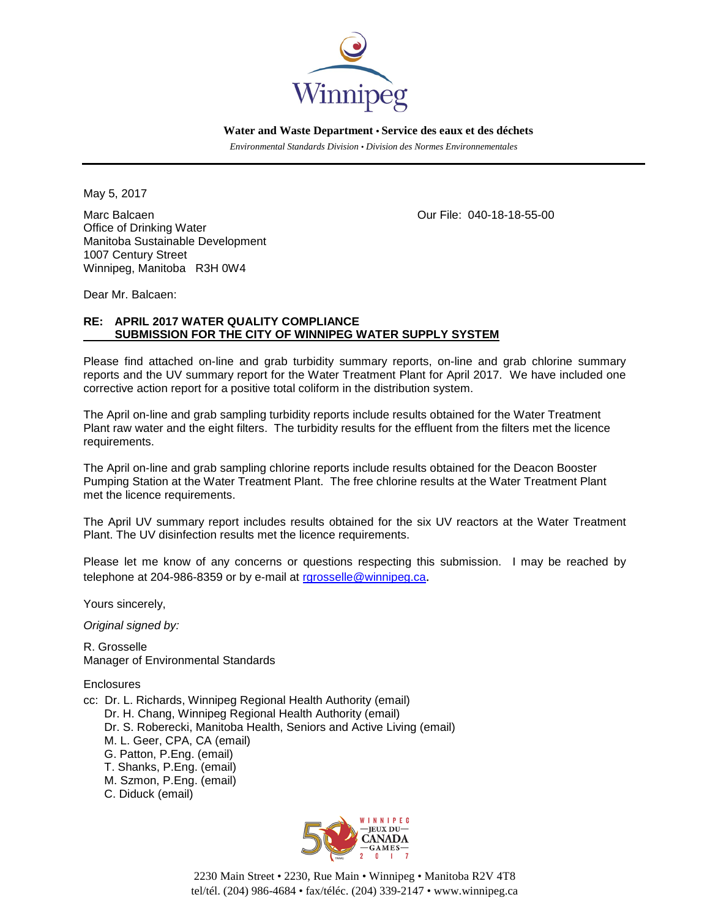**Water and Waste Department • Service des eaux et des déchets**

*Environmental Standards Division • Division des Normes Environnementales*

---

May 5, 2017

Marc Balcaen
Office of Drinking Water
Manitoba Sustainable Development
1007 Century Street
Winnipeg, Manitoba R3H 0W4

Our File: 040-18-18-55-00

Dear Mr. Balcaen:

**RE: APRIL 2017 WATER QUALITY COMPLIANCE SUBMISSION FOR THE CITY OF WINNIPEG WATER SUPPLY SYSTEM**

Please find attached on-line and grab turbidity summary reports, on-line and grab chlorine summary reports and the UV summary report for the Water Treatment Plant for April 2017. We have included one corrective action report for a positive total coliform in the distribution system.

The April on-line and grab sampling turbidity reports include results obtained for the Water Treatment Plant raw water and the eight filters. The turbidity results for the effluent from the filters met the licence requirements.

The April on-line and grab sampling chlorine reports include results obtained for the Deacon Booster Pumping Station at the Water Treatment Plant. The free chlorine results at the Water Treatment Plant met the licence requirements.

The April UV summary report includes results obtained for the six UV reactors at the Water Treatment Plant. The UV disinfection results met the licence requirements.

Please let me know of any concerns or questions respecting this submission. I may be reached by telephone at 204-986-8359 or by e-mail at rgrosselle@winnipeg.ca.

Yours sincerely,

*Original signed by:*

R. Grosselle
Manager of Environmental Standards

Enclosures

cc: Dr. L. Richards, Winnipeg Regional Health Authority (email)
Dr. H. Chang, Winnipeg Regional Health Authority (email)
Dr. S. Roberecki, Manitoba Health, Seniors and Active Living (email)
M. L. Geer, CPA, CA (email)
G. Patton, P.Eng. (email)
T. Shanks, P.Eng. (email)
M. Szmon, P.Eng. (email)
C. Diduck (email)

2230 Main Street • 2230, Rue Main • Winnipeg • Manitoba R2V 4T8
tel/tél. (204) 986-4684 • fax/téléc. (204) 339-2147 • www.winnipeg.ca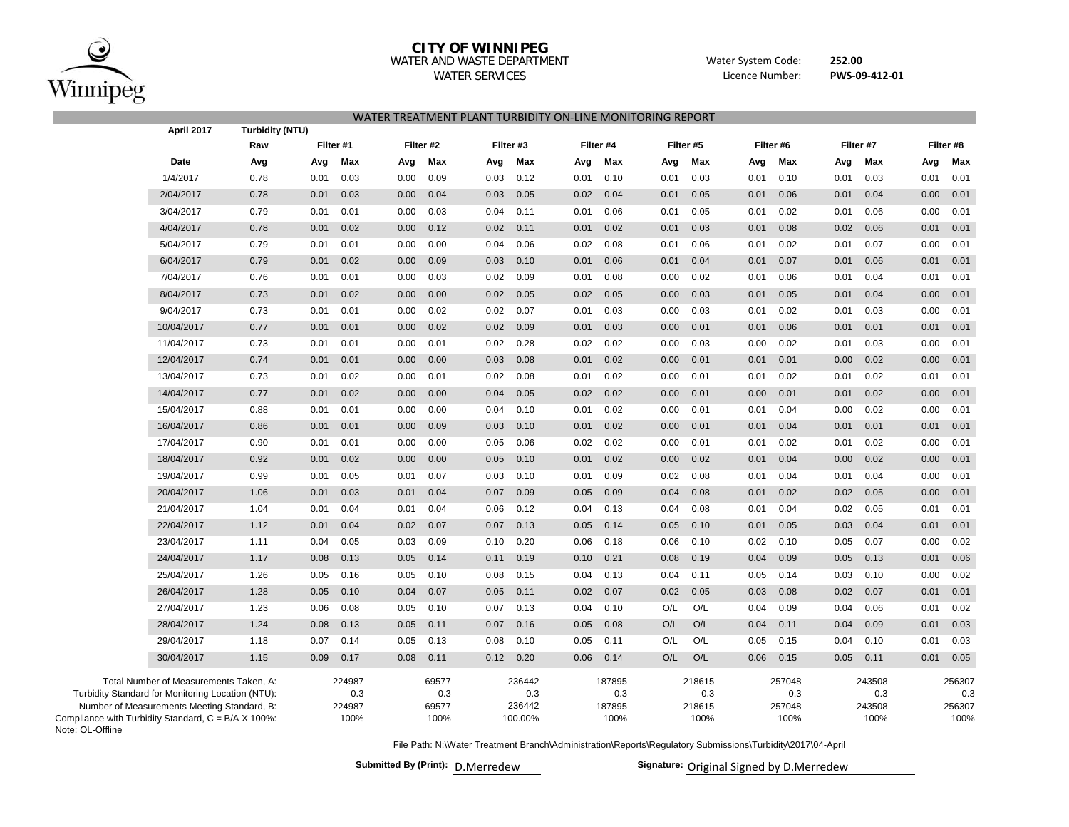**CITY OF WINNIPEG**
WATER AND WASTE DEPARTMENT
WATER SERVICES

Water System Code: **252.00**
Licence Number: **PWS-09-412-01**

## WATER TREATMENT PLANT TURBIDITY ON-LINE MONITORING REPORT

| April 2017 | Turbidity (NTU) | | | | | | | | | | | | | | | | |
|---|---|---|---|---|---|---|---|---|---|---|---|---|---|---|---|---|---|
| | Raw | Filter #1 | | Filter #2 | | Filter #3 | | Filter #4 | | Filter #5 | | Filter #6 | | Filter #7 | | Filter #8 | |
| Date | Avg | Avg | Max | Avg | Max | Avg | Max | Avg | Max | Avg | Max | Avg | Max | Avg | Max | Avg | Max |
| 1/4/2017 | 0.78 | 0.01 | 0.03 | 0.00 | 0.09 | 0.03 | 0.12 | 0.01 | 0.10 | 0.01 | 0.03 | 0.01 | 0.10 | 0.01 | 0.03 | 0.01 | 0.01 |
| 2/04/2017 | 0.78 | 0.01 | 0.03 | 0.00 | 0.04 | 0.03 | 0.05 | 0.02 | 0.04 | 0.01 | 0.05 | 0.01 | 0.06 | 0.01 | 0.04 | 0.00 | 0.01 |
| 3/04/2017 | 0.79 | 0.01 | 0.01 | 0.00 | 0.03 | 0.04 | 0.11 | 0.01 | 0.06 | 0.01 | 0.05 | 0.01 | 0.02 | 0.01 | 0.06 | 0.00 | 0.01 |
| 4/04/2017 | 0.78 | 0.01 | 0.02 | 0.00 | 0.12 | 0.02 | 0.11 | 0.01 | 0.02 | 0.01 | 0.03 | 0.01 | 0.08 | 0.02 | 0.06 | 0.01 | 0.01 |
| 5/04/2017 | 0.79 | 0.01 | 0.01 | 0.00 | 0.00 | 0.04 | 0.06 | 0.02 | 0.08 | 0.01 | 0.06 | 0.01 | 0.02 | 0.01 | 0.07 | 0.00 | 0.01 |
| 6/04/2017 | 0.79 | 0.01 | 0.02 | 0.00 | 0.09 | 0.03 | 0.10 | 0.01 | 0.06 | 0.01 | 0.04 | 0.01 | 0.07 | 0.01 | 0.06 | 0.01 | 0.01 |
| 7/04/2017 | 0.76 | 0.01 | 0.01 | 0.00 | 0.03 | 0.02 | 0.09 | 0.01 | 0.08 | 0.00 | 0.02 | 0.01 | 0.06 | 0.01 | 0.04 | 0.01 | 0.01 |
| 8/04/2017 | 0.73 | 0.01 | 0.02 | 0.00 | 0.00 | 0.02 | 0.05 | 0.02 | 0.05 | 0.00 | 0.03 | 0.01 | 0.05 | 0.01 | 0.04 | 0.00 | 0.01 |
| 9/04/2017 | 0.73 | 0.01 | 0.01 | 0.00 | 0.02 | 0.02 | 0.07 | 0.01 | 0.03 | 0.00 | 0.03 | 0.01 | 0.02 | 0.01 | 0.03 | 0.00 | 0.01 |
| 10/04/2017 | 0.77 | 0.01 | 0.01 | 0.00 | 0.02 | 0.02 | 0.09 | 0.01 | 0.03 | 0.00 | 0.01 | 0.01 | 0.06 | 0.01 | 0.01 | 0.01 | 0.01 |
| 11/04/2017 | 0.73 | 0.01 | 0.01 | 0.00 | 0.01 | 0.02 | 0.28 | 0.02 | 0.02 | 0.00 | 0.03 | 0.00 | 0.02 | 0.01 | 0.03 | 0.00 | 0.01 |
| 12/04/2017 | 0.74 | 0.01 | 0.01 | 0.00 | 0.00 | 0.03 | 0.08 | 0.01 | 0.02 | 0.00 | 0.01 | 0.01 | 0.01 | 0.00 | 0.02 | 0.00 | 0.01 |
| 13/04/2017 | 0.73 | 0.01 | 0.02 | 0.00 | 0.01 | 0.02 | 0.08 | 0.01 | 0.02 | 0.00 | 0.01 | 0.01 | 0.02 | 0.01 | 0.02 | 0.01 | 0.01 |
| 14/04/2017 | 0.77 | 0.01 | 0.02 | 0.00 | 0.00 | 0.04 | 0.05 | 0.02 | 0.02 | 0.00 | 0.01 | 0.00 | 0.01 | 0.01 | 0.02 | 0.00 | 0.01 |
| 15/04/2017 | 0.88 | 0.01 | 0.01 | 0.00 | 0.00 | 0.04 | 0.10 | 0.01 | 0.02 | 0.00 | 0.01 | 0.01 | 0.04 | 0.00 | 0.02 | 0.00 | 0.01 |
| 16/04/2017 | 0.86 | 0.01 | 0.01 | 0.00 | 0.09 | 0.03 | 0.10 | 0.01 | 0.02 | 0.00 | 0.01 | 0.01 | 0.04 | 0.01 | 0.01 | 0.01 | 0.01 |
| 17/04/2017 | 0.90 | 0.01 | 0.01 | 0.00 | 0.00 | 0.05 | 0.06 | 0.02 | 0.02 | 0.00 | 0.01 | 0.01 | 0.02 | 0.01 | 0.02 | 0.00 | 0.01 |
| 18/04/2017 | 0.92 | 0.01 | 0.02 | 0.00 | 0.00 | 0.05 | 0.10 | 0.01 | 0.02 | 0.00 | 0.02 | 0.01 | 0.04 | 0.00 | 0.02 | 0.00 | 0.01 |
| 19/04/2017 | 0.99 | 0.01 | 0.05 | 0.01 | 0.07 | 0.03 | 0.10 | 0.01 | 0.09 | 0.02 | 0.08 | 0.01 | 0.04 | 0.01 | 0.04 | 0.00 | 0.01 |
| 20/04/2017 | 1.06 | 0.01 | 0.03 | 0.01 | 0.04 | 0.07 | 0.09 | 0.05 | 0.09 | 0.04 | 0.08 | 0.01 | 0.02 | 0.02 | 0.05 | 0.00 | 0.01 |
| 21/04/2017 | 1.04 | 0.01 | 0.04 | 0.01 | 0.04 | 0.06 | 0.12 | 0.04 | 0.13 | 0.04 | 0.08 | 0.01 | 0.04 | 0.02 | 0.05 | 0.01 | 0.01 |
| 22/04/2017 | 1.12 | 0.01 | 0.04 | 0.02 | 0.07 | 0.07 | 0.13 | 0.05 | 0.14 | 0.05 | 0.10 | 0.01 | 0.05 | 0.03 | 0.04 | 0.01 | 0.01 |
| 23/04/2017 | 1.11 | 0.04 | 0.05 | 0.03 | 0.09 | 0.10 | 0.20 | 0.06 | 0.18 | 0.06 | 0.10 | 0.02 | 0.10 | 0.05 | 0.07 | 0.00 | 0.02 |
| 24/04/2017 | 1.17 | 0.08 | 0.13 | 0.05 | 0.14 | 0.11 | 0.19 | 0.10 | 0.21 | 0.08 | 0.19 | 0.04 | 0.09 | 0.05 | 0.13 | 0.01 | 0.06 |
| 25/04/2017 | 1.26 | 0.05 | 0.16 | 0.05 | 0.10 | 0.08 | 0.15 | 0.04 | 0.13 | 0.04 | 0.11 | 0.05 | 0.14 | 0.03 | 0.10 | 0.00 | 0.02 |
| 26/04/2017 | 1.28 | 0.05 | 0.10 | 0.04 | 0.07 | 0.05 | 0.11 | 0.02 | 0.07 | 0.02 | 0.05 | 0.03 | 0.08 | 0.02 | 0.07 | 0.01 | 0.01 |
| 27/04/2017 | 1.23 | 0.06 | 0.08 | 0.05 | 0.10 | 0.07 | 0.13 | 0.04 | 0.10 | O/L | O/L | 0.04 | 0.09 | 0.04 | 0.06 | 0.01 | 0.02 |
| 28/04/2017 | 1.24 | 0.08 | 0.13 | 0.05 | 0.11 | 0.07 | 0.16 | 0.05 | 0.08 | O/L | O/L | 0.04 | 0.11 | 0.04 | 0.09 | 0.01 | 0.03 |
| 29/04/2017 | 1.18 | 0.07 | 0.14 | 0.05 | 0.13 | 0.08 | 0.10 | 0.05 | 0.11 | O/L | O/L | 0.05 | 0.15 | 0.04 | 0.10 | 0.01 | 0.03 |
| 30/04/2017 | 1.15 | 0.09 | 0.17 | 0.08 | 0.11 | 0.12 | 0.20 | 0.06 | 0.14 | O/L | O/L | 0.06 | 0.15 | 0.05 | 0.11 | 0.01 | 0.05 |
| Total Number of Measurements Taken, A: | | | 224987 | | 69577 | | 236442 | | 187895 | | 218615 | | 257048 | | 243508 | | 256307 |
| Turbidity Standard for Monitoring Location (NTU): | | | 0.3 | | 0.3 | | 0.3 | | 0.3 | | 0.3 | | 0.3 | | 0.3 | | 0.3 |
| Number of Measurements Meeting Standard, B: | | | 224987 | | 69577 | | 236442 | | 187895 | | 218615 | | 257048 | | 243508 | | 256307 |
| Compliance with Turbidity Standard, C = B/A X 100%: | | | 100% | | 100% | | 100.00% | | 100% | | 100% | | 100% | | 100% | | 100% |

Note: OL-Offline

File Path: N:\Water Treatment Branch\Administration\Reports\Regulatory Submissions\Turbidity\2017\04-April

**Submitted By (Print):** D.Merredew

**Signature:** Original Signed by D.Merredew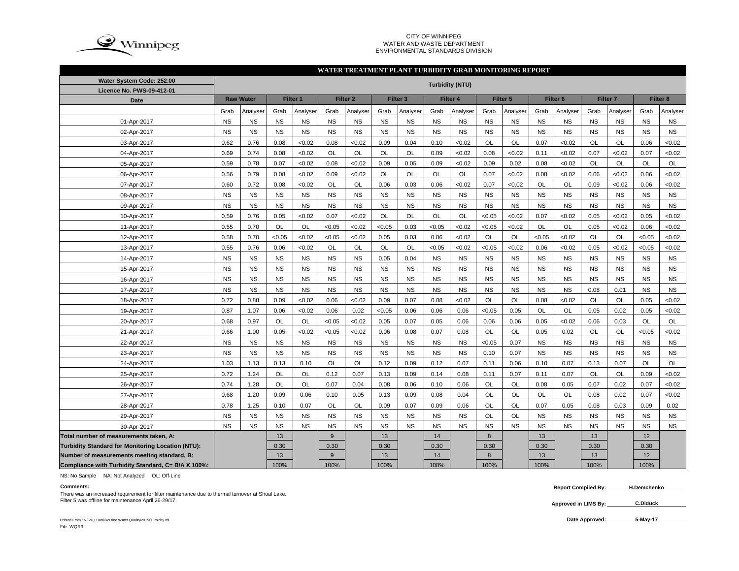CITY OF WINNIPEG
WATER AND WASTE DEPARTMENT
ENVIRONMENTAL STANDARDS DIVISION

## WATER TREATMENT PLANT TURBIDITY GRAB MONITORING REPORT

| Water System Code: 252.00 | Turbidity (NTU) | | | | | | | | | | | | | | | | | |
|---|---|---|---|---|---|---|---|---|---|---|---|---|---|---|---|---|---|---|
| Licence No. PWS-09-412-01 | | | | | | | | | | | | | | | | | | |
| Date | Raw Water | | Filter 1 | | Filter 2 | | Filter 3 | | Filter 4 | | Filter 5 | | Filter 6 | | Filter 7 | | Filter 8 | |
| | Grab | Analyser | Grab | Analyser | Grab | Analyser | Grab | Analyser | Grab | Analyser | Grab | Analyser | Grab | Analyser | Grab | Analyser | Grab | Analyser |
| 01-Apr-2017 | NS | NS | NS | NS | NS | NS | NS | NS | NS | NS | NS | NS | NS | NS | NS | NS | NS | NS |
| 02-Apr-2017 | NS | NS | NS | NS | NS | NS | NS | NS | NS | NS | NS | NS | NS | NS | NS | NS | NS | NS |
| 03-Apr-2017 | 0.62 | 0.76 | 0.08 | <0.02 | 0.08 | <0.02 | 0.09 | 0.04 | 0.10 | <0.02 | OL | OL | 0.07 | <0.02 | OL | OL | 0.06 | <0.02 |
| 04-Apr-2017 | 0.69 | 0.74 | 0.08 | <0.02 | OL | OL | OL | OL | 0.09 | <0.02 | 0.08 | <0.02 | 0.11 | <0.02 | 0.07 | <0.02 | 0.07 | <0.02 |
| 05-Apr-2017 | 0.59 | 0.78 | 0.07 | <0.02 | 0.08 | <0.02 | 0.09 | 0.05 | 0.09 | <0.02 | 0.09 | 0.02 | 0.08 | <0.02 | OL | OL | OL | OL |
| 06-Apr-2017 | 0.56 | 0.79 | 0.08 | <0.02 | 0.09 | <0.02 | OL | OL | OL | OL | 0.07 | <0.02 | 0.08 | <0.02 | 0.06 | <0.02 | 0.06 | <0.02 |
| 07-Apr-2017 | 0.60 | 0.72 | 0.08 | <0.02 | OL | OL | 0.06 | 0.03 | 0.06 | <0.02 | 0.07 | <0.02 | OL | OL | 0.09 | <0.02 | 0.06 | <0.02 |
| 08-Apr-2017 | NS | NS | NS | NS | NS | NS | NS | NS | NS | NS | NS | NS | NS | NS | NS | NS | NS | NS |
| 09-Apr-2017 | NS | NS | NS | NS | NS | NS | NS | NS | NS | NS | NS | NS | NS | NS | NS | NS | NS | NS |
| 10-Apr-2017 | 0.59 | 0.76 | 0.05 | <0.02 | 0.07 | <0.02 | OL | OL | OL | OL | <0.05 | <0.02 | 0.07 | <0.02 | 0.05 | <0.02 | 0.05 | <0.02 |
| 11-Apr-2017 | 0.55 | 0.70 | OL | OL | <0.05 | <0.02 | <0.05 | 0.03 | <0.05 | <0.02 | <0.05 | <0.02 | OL | OL | 0.05 | <0.02 | 0.06 | <0.02 |
| 12-Apr-2017 | 0.58 | 0.70 | <0.05 | <0.02 | <0.05 | <0.02 | 0.05 | 0.03 | 0.06 | <0.02 | OL | OL | <0.05 | <0.02 | OL | OL | <0.05 | <0.02 |
| 13-Apr-2017 | 0.55 | 0.76 | 0.06 | <0.02 | OL | OL | OL | OL | <0.05 | <0.02 | <0.05 | <0.02 | 0.06 | <0.02 | 0.05 | <0.02 | <0.05 | <0.02 |
| 14-Apr-2017 | NS | NS | NS | NS | NS | NS | 0.05 | 0.04 | NS | NS | NS | NS | NS | NS | NS | NS | NS | NS |
| 15-Apr-2017 | NS | NS | NS | NS | NS | NS | NS | NS | NS | NS | NS | NS | NS | NS | NS | NS | NS | NS |
| 16-Apr-2017 | NS | NS | NS | NS | NS | NS | NS | NS | NS | NS | NS | NS | NS | NS | NS | NS | NS | NS |
| 17-Apr-2017 | NS | NS | NS | NS | NS | NS | NS | NS | NS | NS | NS | NS | NS | NS | 0.08 | 0.01 | NS | NS |
| 18-Apr-2017 | 0.72 | 0.88 | 0.09 | <0.02 | 0.06 | <0.02 | 0.09 | 0.07 | 0.08 | <0.02 | OL | OL | 0.08 | <0.02 | OL | OL | 0.05 | <0.02 |
| 19-Apr-2017 | 0.87 | 1.07 | 0.06 | <0.02 | 0.06 | 0.02 | <0.05 | 0.06 | 0.06 | 0.06 | <0.05 | 0.05 | OL | OL | 0.05 | 0.02 | 0.05 | <0.02 |
| 20-Apr-2017 | 0.68 | 0.97 | OL | OL | <0.05 | <0.02 | 0.05 | 0.07 | 0.05 | 0.06 | 0.06 | 0.06 | 0.05 | <0.02 | 0.06 | 0.03 | OL | OL |
| 21-Apr-2017 | 0.66 | 1.00 | 0.05 | <0.02 | <0.05 | <0.02 | 0.06 | 0.08 | 0.07 | 0.08 | OL | OL | 0.05 | 0.02 | OL | OL | <0.05 | <0.02 |
| 22-Apr-2017 | NS | NS | NS | NS | NS | NS | NS | NS | NS | NS | <0.05 | 0.07 | NS | NS | NS | NS | NS | NS |
| 23-Apr-2017 | NS | NS | NS | NS | NS | NS | NS | NS | NS | NS | 0.10 | 0.07 | NS | NS | NS | NS | NS | NS |
| 24-Apr-2017 | 1.03 | 1.13 | 0.13 | 0.10 | OL | OL | 0.12 | 0.09 | 0.12 | 0.07 | 0.11 | 0.06 | 0.10 | 0.07 | 0.13 | 0.07 | OL | OL |
| 25-Apr-2017 | 0.72 | 1.24 | OL | OL | 0.12 | 0.07 | 0.13 | 0.09 | 0.14 | 0.08 | 0.11 | 0.07 | 0.11 | 0.07 | OL | OL | 0.09 | <0.02 |
| 26-Apr-2017 | 0.74 | 1.28 | OL | OL | 0.07 | 0.04 | 0.08 | 0.06 | 0.10 | 0.06 | OL | OL | 0.08 | 0.05 | 0.07 | 0.02 | 0.07 | <0.02 |
| 27-Apr-2017 | 0.68 | 1.20 | 0.09 | 0.06 | 0.10 | 0.05 | 0.13 | 0.09 | 0.08 | 0.04 | OL | OL | OL | OL | 0.08 | 0.02 | 0.07 | <0.02 |
| 28-Apr-2017 | 0.78 | 1.25 | 0.10 | 0.07 | OL | OL | 0.09 | 0.07 | 0.09 | 0.06 | OL | OL | 0.07 | 0.05 | 0.08 | 0.03 | 0.09 | 0.02 |
| 29-Apr-2017 | NS | NS | NS | NS | NS | NS | NS | NS | NS | NS | OL | OL | NS | NS | NS | NS | NS | NS |
| 30-Apr-2017 | NS | NS | NS | NS | NS | NS | NS | NS | NS | NS | NS | NS | NS | NS | NS | NS | NS | NS |
| Total number of measurements taken, A: | | | 13 | | 9 | | 13 | | 14 | | 8 | | 13 | | 13 | | 12 | |
| Turbidity Standard for Monitoring Location (NTU): | | | 0.30 | | 0.30 | | 0.30 | | 0.30 | | 0.30 | | 0.30 | | 0.30 | | 0.30 | |
| Number of measurements meeting standard, B: | | | 13 | | 9 | | 13 | | 14 | | 8 | | 13 | | 13 | | 12 | |
| Compliance with Turbidity Standard, C= B/A X 100%: | | | 100% | | 100% | | 100% | | 100% | | 100% | | 100% | | 100% | | 100% | |

NS: No Sample NA: Not Analyzed OL: Off-Line

**Comments:**

There was an increased requirement for filter maintenance due to thermal turnover at Shoal Lake.
Filter 5 was offline for maintenance April 26-29/17.

**Report Compiled By:** H.Demchenko

**Approved in LIMS By:** C.Diduck

**Date Approved:** 5-May-17

Printed From : N:\WQ Data\Routine Water Quality\2015\Turbidity.xls
File: WQR3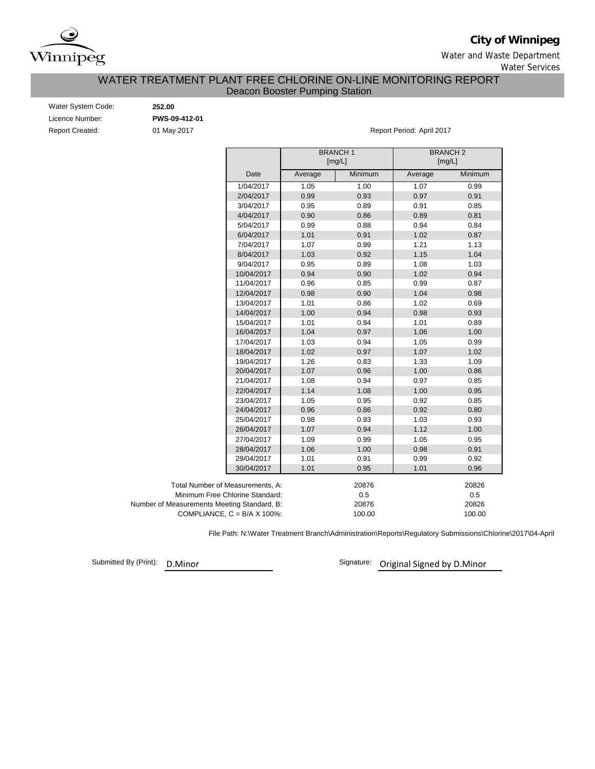**City of Winnipeg**

Water and Waste Department

Water Services

# WATER TREATMENT PLANT FREE CHLORINE ON-LINE MONITORING REPORT

## Deacon Booster Pumping Station

Water System Code: **252.00**

Licence Number: **PWS-09-412-01**

Report Created: 01 May 2017

Report Period: April 2017

| | BRANCH 1 [mg/L] | | BRANCH 2 [mg/L] | |
|---|---|---|---|---|
| Date | Average | Minimum | Average | Minimum |
| 1/04/2017 | 1.05 | 1.00 | 1.07 | 0.99 |
| 2/04/2017 | 0.99 | 0.93 | 0.97 | 0.91 |
| 3/04/2017 | 0.95 | 0.89 | 0.91 | 0.85 |
| 4/04/2017 | 0.90 | 0.86 | 0.89 | 0.81 |
| 5/04/2017 | 0.99 | 0.88 | 0.94 | 0.84 |
| 6/04/2017 | 1.01 | 0.91 | 1.02 | 0.87 |
| 7/04/2017 | 1.07 | 0.99 | 1.21 | 1.13 |
| 8/04/2017 | 1.03 | 0.92 | 1.15 | 1.04 |
| 9/04/2017 | 0.95 | 0.89 | 1.08 | 1.03 |
| 10/04/2017 | 0.94 | 0.90 | 1.02 | 0.94 |
| 11/04/2017 | 0.96 | 0.85 | 0.99 | 0.87 |
| 12/04/2017 | 0.98 | 0.90 | 1.04 | 0.98 |
| 13/04/2017 | 1.01 | 0.86 | 1.02 | 0.69 |
| 14/04/2017 | 1.00 | 0.94 | 0.98 | 0.93 |
| 15/04/2017 | 1.01 | 0.94 | 1.01 | 0.89 |
| 16/04/2017 | 1.04 | 0.97 | 1.06 | 1.00 |
| 17/04/2017 | 1.03 | 0.94 | 1.05 | 0.99 |
| 18/04/2017 | 1.02 | 0.97 | 1.07 | 1.02 |
| 19/04/2017 | 1.26 | 0.83 | 1.33 | 1.09 |
| 20/04/2017 | 1.07 | 0.96 | 1.00 | 0.86 |
| 21/04/2017 | 1.08 | 0.94 | 0.97 | 0.85 |
| 22/04/2017 | 1.14 | 1.08 | 1.00 | 0.95 |
| 23/04/2017 | 1.05 | 0.95 | 0.92 | 0.85 |
| 24/04/2017 | 0.96 | 0.86 | 0.92 | 0.80 |
| 25/04/2017 | 0.98 | 0.93 | 1.03 | 0.93 |
| 26/04/2017 | 1.07 | 0.94 | 1.12 | 1.00 |
| 27/04/2017 | 1.09 | 0.99 | 1.05 | 0.95 |
| 28/04/2017 | 1.06 | 1.00 | 0.98 | 0.91 |
| 29/04/2017 | 1.01 | 0.91 | 0.99 | 0.92 |
| 30/04/2017 | 1.01 | 0.95 | 1.01 | 0.96 |

| | Branch 1 | Branch 2 |
|---|---|---|
| Total Number of Measurements, A: | 20876 | 20826 |
| Minimum Free Chlorine Standard: | 0.5 | 0.5 |
| Number of Measurements Meeting Standard, B: | 20876 | 20826 |
| COMPLIANCE, C = B/A X 100%: | 100.00 | 100.00 |

File Path: N:\Water Treatment Branch\Administration\Reports\Regulatory Submissions\Chlorine\2017\04-April

Submitted By (Print): D.Minor

Signature: Original Signed by D.Minor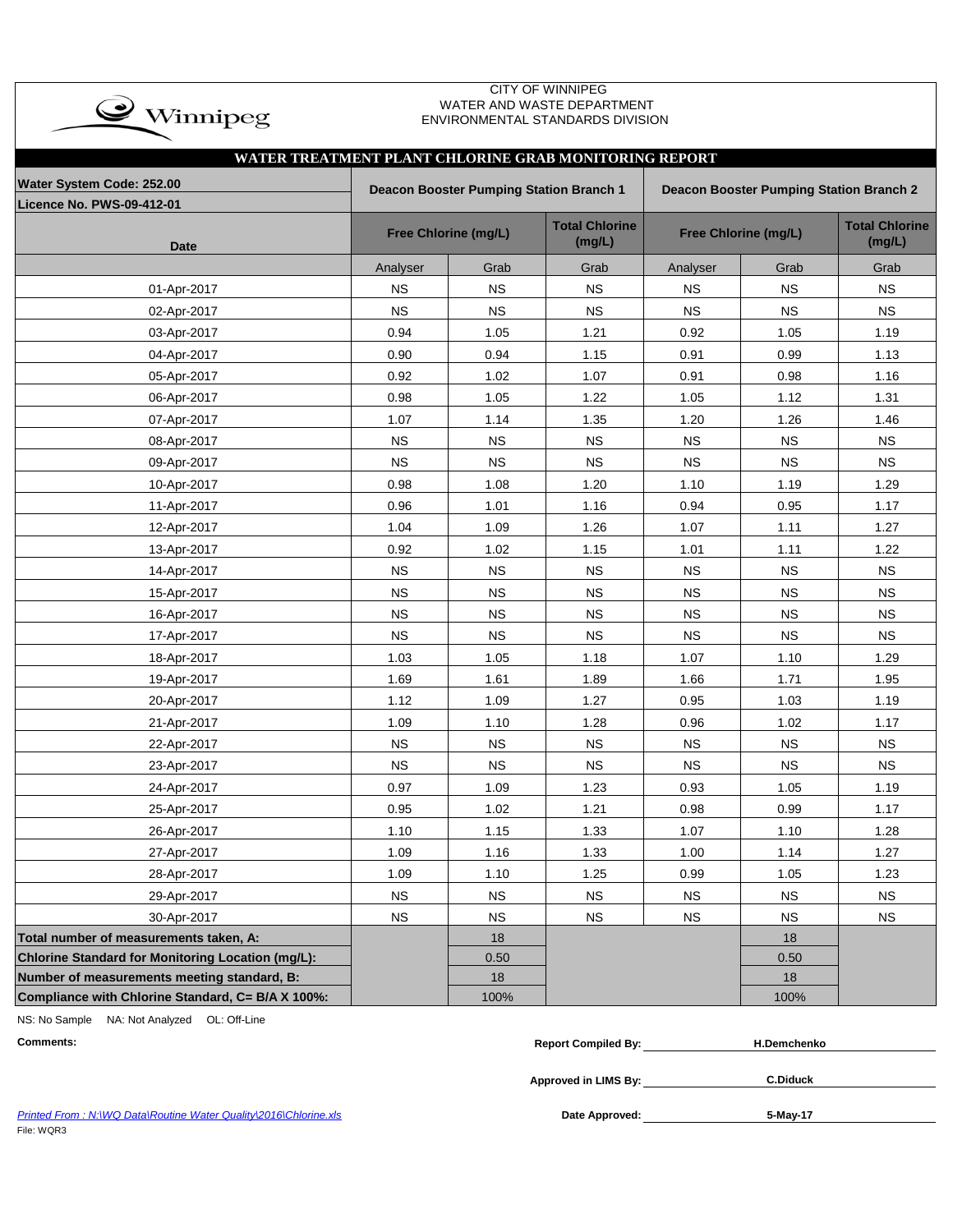CITY OF WINNIPEG
WATER AND WASTE DEPARTMENT
ENVIRONMENTAL STANDARDS DIVISION

## WATER TREATMENT PLANT CHLORINE GRAB MONITORING REPORT

| Water System Code: 252.00<br>Licence No. PWS-09-412-01 | Deacon Booster Pumping Station Branch 1 | | | Deacon Booster Pumping Station Branch 2 | | |
|---|---|---|---|---|---|---|
| Date | Free Chlorine (mg/L) | | Total Chlorine (mg/L) | Free Chlorine (mg/L) | | Total Chlorine (mg/L) |
| | Analyser | Grab | Grab | Analyser | Grab | Grab |
| 01-Apr-2017 | NS | NS | NS | NS | NS | NS |
| 02-Apr-2017 | NS | NS | NS | NS | NS | NS |
| 03-Apr-2017 | 0.94 | 1.05 | 1.21 | 0.92 | 1.05 | 1.19 |
| 04-Apr-2017 | 0.90 | 0.94 | 1.15 | 0.91 | 0.99 | 1.13 |
| 05-Apr-2017 | 0.92 | 1.02 | 1.07 | 0.91 | 0.98 | 1.16 |
| 06-Apr-2017 | 0.98 | 1.05 | 1.22 | 1.05 | 1.12 | 1.31 |
| 07-Apr-2017 | 1.07 | 1.14 | 1.35 | 1.20 | 1.26 | 1.46 |
| 08-Apr-2017 | NS | NS | NS | NS | NS | NS |
| 09-Apr-2017 | NS | NS | NS | NS | NS | NS |
| 10-Apr-2017 | 0.98 | 1.08 | 1.20 | 1.10 | 1.19 | 1.29 |
| 11-Apr-2017 | 0.96 | 1.01 | 1.16 | 0.94 | 0.95 | 1.17 |
| 12-Apr-2017 | 1.04 | 1.09 | 1.26 | 1.07 | 1.11 | 1.27 |
| 13-Apr-2017 | 0.92 | 1.02 | 1.15 | 1.01 | 1.11 | 1.22 |
| 14-Apr-2017 | NS | NS | NS | NS | NS | NS |
| 15-Apr-2017 | NS | NS | NS | NS | NS | NS |
| 16-Apr-2017 | NS | NS | NS | NS | NS | NS |
| 17-Apr-2017 | NS | NS | NS | NS | NS | NS |
| 18-Apr-2017 | 1.03 | 1.05 | 1.18 | 1.07 | 1.10 | 1.29 |
| 19-Apr-2017 | 1.69 | 1.61 | 1.89 | 1.66 | 1.71 | 1.95 |
| 20-Apr-2017 | 1.12 | 1.09 | 1.27 | 0.95 | 1.03 | 1.19 |
| 21-Apr-2017 | 1.09 | 1.10 | 1.28 | 0.96 | 1.02 | 1.17 |
| 22-Apr-2017 | NS | NS | NS | NS | NS | NS |
| 23-Apr-2017 | NS | NS | NS | NS | NS | NS |
| 24-Apr-2017 | 0.97 | 1.09 | 1.23 | 0.93 | 1.05 | 1.19 |
| 25-Apr-2017 | 0.95 | 1.02 | 1.21 | 0.98 | 0.99 | 1.17 |
| 26-Apr-2017 | 1.10 | 1.15 | 1.33 | 1.07 | 1.10 | 1.28 |
| 27-Apr-2017 | 1.09 | 1.16 | 1.33 | 1.00 | 1.14 | 1.27 |
| 28-Apr-2017 | 1.09 | 1.10 | 1.25 | 0.99 | 1.05 | 1.23 |
| 29-Apr-2017 | NS | NS | NS | NS | NS | NS |
| 30-Apr-2017 | NS | NS | NS | NS | NS | NS |
| **Total number of measurements taken, A:** | | 18 | | | 18 | |
| **Chlorine Standard for Monitoring Location (mg/L):** | | 0.50 | | | 0.50 | |
| **Number of measurements meeting standard, B:** | | 18 | | | 18 | |
| **Compliance with Chlorine Standard, C= B/A X 100%:** | | 100% | | | 100% | |

NS: No Sample NA: Not Analyzed OL: Off-Line

**Comments:**

**Report Compiled By:** H.Demchenko

**Approved in LIMS By:** C.Diduck

**Date Approved:** 5-May-17

*Printed From : N:\WQ Data\Routine Water Quality\2016\Chlorine.xls*

File: WQR3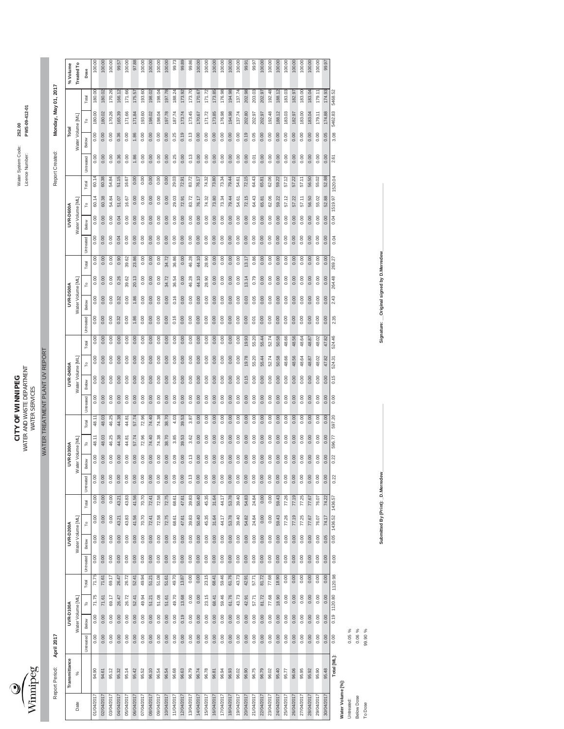# CITY OF WINNIPEG

WATER AND WASTE DEPARTMENT
WATER SERVICES

## WATER TREATMENT PLANT UV REPORT

Water System Code: **252.00**
Licence Number: **PWS-09-412-01**

Report Period: **April 2017**
Report Created: **Monday, May 01, 2017**

| Date | Transmittance % | UVR-D100A Water Volume [ML] | | | | UVR-D200A Water Volume [ML] | | | | UVR-D300A Water Volume [ML] | | | | UVR-D400A Water Volume [ML] | | | | UVR-D500A Water Volume [ML] | | | | UVR-D600A Water Volume [ML] | | | | Total Water Volume [ML] | | | | % Volume Treated To Dose |
|---|---|---|---|---|---|---|---|---|---|---|---|---|---|---|---|---|---|---|---|---|---|---|---|---|---|---|---|---|---|---|
| | | Untreated | Below | To | Total | Untreated | Below | To | Total | Untreated | Below | To | Total | Untreated | Below | To | Total | Untreated | Below | To | Total | Untreated | Below | To | Total | Untreated | Below | To | Total | Dose |
| 01/04/2017 | 94.90 | 0.00 | 0.00 | 71.75 | 71.75 | 0.00 | 0.00 | 0.00 | 0.00 | 0.00 | 0.00 | 48.11 | 48.11 | 0.00 | 0.00 | 0.00 | 0.00 | 0.00 | 0.00 | 0.00 | 0.00 | 0.00 | 0.00 | 60.14 | 60.14 | 0.00 | 0.00 | 180.00 | 180.00 | 100.00 |
| 02/04/2017 | 94.61 | 0.00 | 0.00 | 71.61 | 71.61 | 0.00 | 0.00 | 0.00 | 0.00 | 0.00 | 0.00 | 48.03 | 48.03 | 0.00 | 0.00 | 0.00 | 0.00 | 0.00 | 0.00 | 0.00 | 0.00 | 0.00 | 0.00 | 60.38 | 60.38 | 0.00 | 0.00 | 180.02 | 180.02 | 100.00 |
| 03/04/2017 | 95.12 | 0.00 | 0.00 | 69.17 | 69.17 | 0.00 | 0.00 | 0.00 | 0.00 | 0.00 | 0.00 | 46.25 | 46.25 | 0.00 | 0.00 | 0.00 | 0.00 | 0.00 | 0.00 | 0.00 | 0.00 | 0.00 | 0.00 | 54.84 | 54.84 | 0.00 | 0.00 | 170.26 | 170.26 | 100.00 |
| 04/04/2017 | 95.32 | 0.00 | 0.00 | 26.47 | 26.47 | 0.00 | 0.00 | 43.21 | 43.21 | 0.00 | 0.00 | 44.38 | 44.38 | 0.00 | 0.00 | 0.00 | 0.00 | 0.32 | 0.32 | 0.26 | 0.90 | 0.04 | 0.04 | 51.07 | 51.15 | 0.36 | 0.36 | 165.39 | 166.12 | 99.57 |
| 05/04/2017 | 95.14 | 0.00 | 0.00 | 26.72 | 26.72 | 0.00 | 0.00 | 43.83 | 43.83 | 0.00 | 0.00 | 44.81 | 44.81 | 0.00 | 0.00 | 0.00 | 0.00 | 0.00 | 0.00 | 39.62 | 39.62 | 0.00 | 0.00 | 16.67 | 16.67 | 0.00 | 0.00 | 171.66 | 171.66 | 100.00 |
| 06/04/2017 | 95.42 | 0.00 | 0.00 | 52.41 | 52.41 | 0.00 | 0.00 | 41.56 | 41.56 | 0.00 | 0.00 | 57.74 | 57.74 | 0.00 | 0.00 | 0.00 | 0.00 | 1.86 | 1.86 | 20.13 | 23.86 | 0.00 | 0.00 | 0.00 | 0.00 | 1.86 | 1.86 | 171.84 | 175.57 | 97.88 |
| 07/04/2017 | 95.52 | 0.00 | 0.00 | 49.94 | 49.94 | 0.00 | 0.00 | 70.70 | 70.70 | 0.00 | 0.00 | 72.96 | 72.96 | 0.00 | 0.00 | 0.00 | 0.00 | 0.00 | 0.00 | 0.00 | 0.00 | 0.00 | 0.00 | 0.00 | 0.00 | 0.00 | 0.00 | 193.60 | 193.60 | 100.00 |
| 08/04/2017 | 96.10 | 0.00 | 0.00 | 51.21 | 51.21 | 0.00 | 0.00 | 72.41 | 72.41 | 0.00 | 0.00 | 74.40 | 74.40 | 0.00 | 0.00 | 0.00 | 0.00 | 0.00 | 0.00 | 0.00 | 0.00 | 0.00 | 0.00 | 0.00 | 0.00 | 0.00 | 0.00 | 198.02 | 198.02 | 100.00 |
| 09/04/2017 | 96.54 | 0.00 | 0.00 | 51.08 | 51.08 | 0.00 | 0.00 | 72.58 | 72.58 | 0.00 | 0.00 | 74.38 | 74.38 | 0.00 | 0.00 | 0.00 | 0.00 | 0.00 | 0.00 | 0.00 | 0.00 | 0.00 | 0.00 | 0.00 | 0.00 | 0.00 | 0.00 | 198.04 | 198.04 | 100.00 |
| 10/04/2017 | 96.54 | 0.00 | 0.00 | 51.61 | 51.61 | 0.00 | 0.00 | 72.75 | 72.75 | 0.00 | 0.00 | 38.70 | 38.70 | 0.00 | 0.00 | 0.00 | 0.00 | 0.00 | 0.00 | 34.72 | 34.72 | 0.00 | 0.00 | 0.00 | 0.00 | 0.00 | 0.00 | 197.78 | 197.78 | 100.00 |
| 11/04/2017 | 96.68 | 0.00 | 0.00 | 49.70 | 49.70 | 0.00 | 0.00 | 68.61 | 68.61 | 0.09 | 0.09 | 3.85 | 4.03 | 0.00 | 0.00 | 0.00 | 0.00 | 0.16 | 0.16 | 36.54 | 36.86 | 0.00 | 0.00 | 29.03 | 29.03 | 0.25 | 0.25 | 187.74 | 188.24 | 99.73 |
| 12/04/2017 | 96.63 | 0.00 | 0.19 | 13.68 | 13.87 | 0.00 | 0.00 | 47.61 | 47.61 | 0.00 | 0.00 | 39.53 | 39.53 | 0.00 | 0.00 | 0.00 | 0.00 | 0.00 | 0.00 | 0.00 | 0.00 | 0.00 | 0.00 | 72.91 | 72.91 | 0.00 | 0.19 | 173.74 | 173.92 | 99.89 |
| 13/04/2017 | 96.79 | 0.00 | 0.00 | 0.00 | 0.00 | 0.00 | 0.00 | 39.83 | 39.83 | 0.13 | 0.13 | 3.62 | 3.87 | 0.00 | 0.00 | 0.00 | 0.00 | 0.00 | 0.00 | 46.28 | 46.28 | 0.00 | 0.00 | 83.72 | 83.72 | 0.13 | 0.13 | 173.45 | 173.70 | 99.86 |
| 14/04/2017 | 96.74 | 0.00 | 0.00 | 0.00 | 0.00 | 0.00 | 0.00 | 50.40 | 50.40 | 0.00 | 0.00 | 0.00 | 0.00 | 0.00 | 0.00 | 0.00 | 0.00 | 0.00 | 0.00 | 44.10 | 44.10 | 0.00 | 0.00 | 76.17 | 76.17 | 0.00 | 0.00 | 170.67 | 170.67 | 100.00 |
| 15/04/2017 | 96.78 | 0.00 | 0.00 | 23.15 | 23.15 | 0.00 | 0.00 | 45.35 | 45.35 | 0.00 | 0.00 | 0.00 | 0.00 | 0.00 | 0.00 | 0.00 | 0.00 | 0.00 | 0.00 | 28.90 | 28.90 | 0.00 | 0.00 | 74.32 | 74.32 | 0.00 | 0.00 | 171.72 | 171.72 | 100.00 |
| 16/04/2017 | 96.81 | 0.00 | 0.00 | 68.41 | 68.41 | 0.00 | 0.00 | 31.64 | 31.64 | 0.00 | 0.00 | 0.00 | 0.00 | 0.00 | 0.00 | 0.00 | 0.00 | 0.00 | 0.00 | 0.00 | 0.00 | 0.00 | 0.00 | 73.80 | 73.80 | 0.00 | 0.00 | 173.85 | 173.85 | 100.00 |
| 17/04/2017 | 96.94 | 0.00 | 0.00 | 59.46 | 59.46 | 0.00 | 0.00 | 44.17 | 44.17 | 0.00 | 0.00 | 0.00 | 0.00 | 0.00 | 0.00 | 0.00 | 0.00 | 0.00 | 0.00 | 0.00 | 0.00 | 0.00 | 0.00 | 73.34 | 73.34 | 0.00 | 0.00 | 176.98 | 176.98 | 100.00 |
| 18/04/2017 | 96.93 | 0.00 | 0.00 | 61.76 | 61.76 | 0.00 | 0.00 | 53.78 | 53.78 | 0.00 | 0.00 | 0.00 | 0.00 | 0.00 | 0.00 | 0.00 | 0.00 | 0.00 | 0.00 | 0.00 | 0.00 | 0.00 | 0.00 | 79.44 | 79.44 | 0.00 | 0.00 | 194.98 | 194.98 | 100.00 |
| 19/04/2017 | 96.02 | 0.00 | 0.00 | 43.73 | 43.73 | 0.00 | 0.00 | 39.40 | 39.40 | 0.00 | 0.00 | 0.00 | 0.00 | 0.00 | 0.00 | 0.00 | 0.00 | 0.00 | 0.00 | 0.00 | 0.00 | 0.00 | 0.00 | 54.61 | 54.61 | 0.00 | 0.00 | 137.74 | 137.74 | 100.00 |
| 20/04/2017 | 96.90 | 0.00 | 0.00 | 42.91 | 42.91 | 0.00 | 0.00 | 54.82 | 54.83 | 0.00 | 0.00 | 0.00 | 0.00 | 0.00 | 0.15 | 19.78 | 19.93 | 0.00 | 0.03 | 13.14 | 13.17 | 0.00 | 0.00 | 72.15 | 72.15 | 0.00 | 0.19 | 202.80 | 202.98 | 99.91 |
| 21/04/2017 | 96.75 | 0.00 | 0.00 | 57.71 | 57.71 | 0.00 | 0.00 | 24.84 | 24.84 | 0.00 | 0.00 | 0.00 | 0.00 | 0.00 | 0.00 | 55.20 | 55.20 | 0.01 | 0.05 | 0.79 | 0.86 | 0.00 | 0.00 | 64.43 | 64.43 | 0.01 | 0.05 | 202.97 | 203.03 | 99.97 |
| 22/04/2017 | 96.79 | 0.00 | 0.00 | 81.72 | 81.72 | 0.00 | 0.00 | 0.00 | 0.00 | 0.00 | 0.00 | 0.00 | 0.00 | 0.00 | 0.00 | 55.44 | 55.44 | 0.00 | 0.00 | 0.00 | 0.00 | 0.00 | 0.00 | 65.81 | 65.81 | 0.00 | 0.00 | 202.97 | 202.97 | 100.00 |
| 23/04/2017 | 96.02 | 0.00 | 0.00 | 77.68 | 77.68 | 0.00 | 0.00 | 0.00 | 0.00 | 0.00 | 0.00 | 0.00 | 0.00 | 0.00 | 0.00 | 52.74 | 52.74 | 0.00 | 0.00 | 0.00 | 0.00 | 0.00 | 0.00 | 62.06 | 62.06 | 0.00 | 0.00 | 192.48 | 192.48 | 100.00 |
| 24/04/2017 | 95.40 | 0.00 | 0.00 | 18.90 | 18.90 | 0.00 | 0.00 | 59.43 | 59.43 | 0.00 | 0.00 | 0.00 | 0.00 | 0.00 | 0.00 | 50.58 | 50.58 | 0.00 | 0.00 | 0.00 | 0.00 | 0.00 | 0.00 | 59.22 | 59.22 | 0.00 | 0.00 | 188.12 | 188.12 | 100.00 |
| 25/04/2017 | 95.77 | 0.00 | 0.00 | 0.00 | 0.00 | 0.00 | 0.00 | 77.26 | 77.26 | 0.00 | 0.00 | 0.00 | 0.00 | 0.00 | 0.00 | 48.66 | 48.66 | 0.00 | 0.00 | 0.00 | 0.00 | 0.00 | 0.00 | 57.12 | 57.12 | 0.00 | 0.00 | 183.03 | 183.03 | 100.00 |
| 26/04/2017 | 96.06 | 0.00 | 0.00 | 0.00 | 0.00 | 0.00 | 0.00 | 77.19 | 77.19 | 0.00 | 0.00 | 0.00 | 0.00 | 0.00 | 0.00 | 48.56 | 48.56 | 0.00 | 0.00 | 0.00 | 0.00 | 0.00 | 0.00 | 57.22 | 57.22 | 0.00 | 0.00 | 182.97 | 182.97 | 100.00 |
| 27/04/2017 | 95.95 | 0.00 | 0.00 | 0.00 | 0.00 | 0.00 | 0.00 | 77.25 | 77.25 | 0.00 | 0.00 | 0.00 | 0.00 | 0.00 | 0.00 | 48.64 | 48.64 | 0.00 | 0.00 | 0.00 | 0.00 | 0.00 | 0.00 | 57.11 | 57.11 | 0.00 | 0.00 | 183.00 | 183.00 | 100.00 |
| 28/04/2017 | 95.92 | 0.00 | 0.00 | 0.00 | 0.00 | 0.00 | 0.00 | 77.67 | 77.67 | 0.00 | 0.00 | 0.00 | 0.00 | 0.00 | 0.00 | 48.87 | 48.87 | 0.00 | 0.00 | 0.00 | 0.00 | 0.00 | 0.00 | 56.50 | 56.50 | 0.00 | 0.00 | 183.04 | 183.04 | 100.00 |
| 29/04/2017 | 95.90 | 0.00 | 0.00 | 0.00 | 0.00 | 0.00 | 0.00 | 76.07 | 76.07 | 0.00 | 0.00 | 0.00 | 0.00 | 0.00 | 0.00 | 48.02 | 48.02 | 0.00 | 0.00 | 0.00 | 0.00 | 0.00 | 0.00 | 55.02 | 55.02 | 0.00 | 0.00 | 179.11 | 179.11 | 100.00 |
| 30/04/2017 | 95.48 | 0.00 | 0.00 | 0.00 | 0.00 | 0.00 | 0.05 | 74.17 | 74.22 | 0.00 | 0.00 | 0.00 | 0.00 | 0.00 | 0.00 | 47.82 | 47.82 | 0.00 | 0.00 | 0.00 | 0.00 | 0.00 | 0.00 | 52.88 | 52.88 | 0.00 | 0.05 | 174.88 | 174.93 | 99.97 |
| **Total [ML]:** | | 0.00 | 0.19 | 1120.80 | 1120.98 | 0.00 | 0.05 | 1436.52 | 1436.57 | 0.22 | 0.22 | 596.77 | 597.20 | 0.00 | 0.15 | 524.31 | 524.46 | 2.35 | 2.43 | 264.48 | 269.27 | 0.04 | 0.04 | 1519.97 | 1520.04 | 2.61 | 3.08 | 5462.83 | 5468.52 | 99.97 |

**Water Volume [%]:**

| | |
|---|---|
| Untreated: | 0.05 % |
| Below Dose | 0.06 % |
| To Dose | 99.90 % |

**Submitted By (Print):** D.Merredew

**Signature:** Original signed by D.Merredew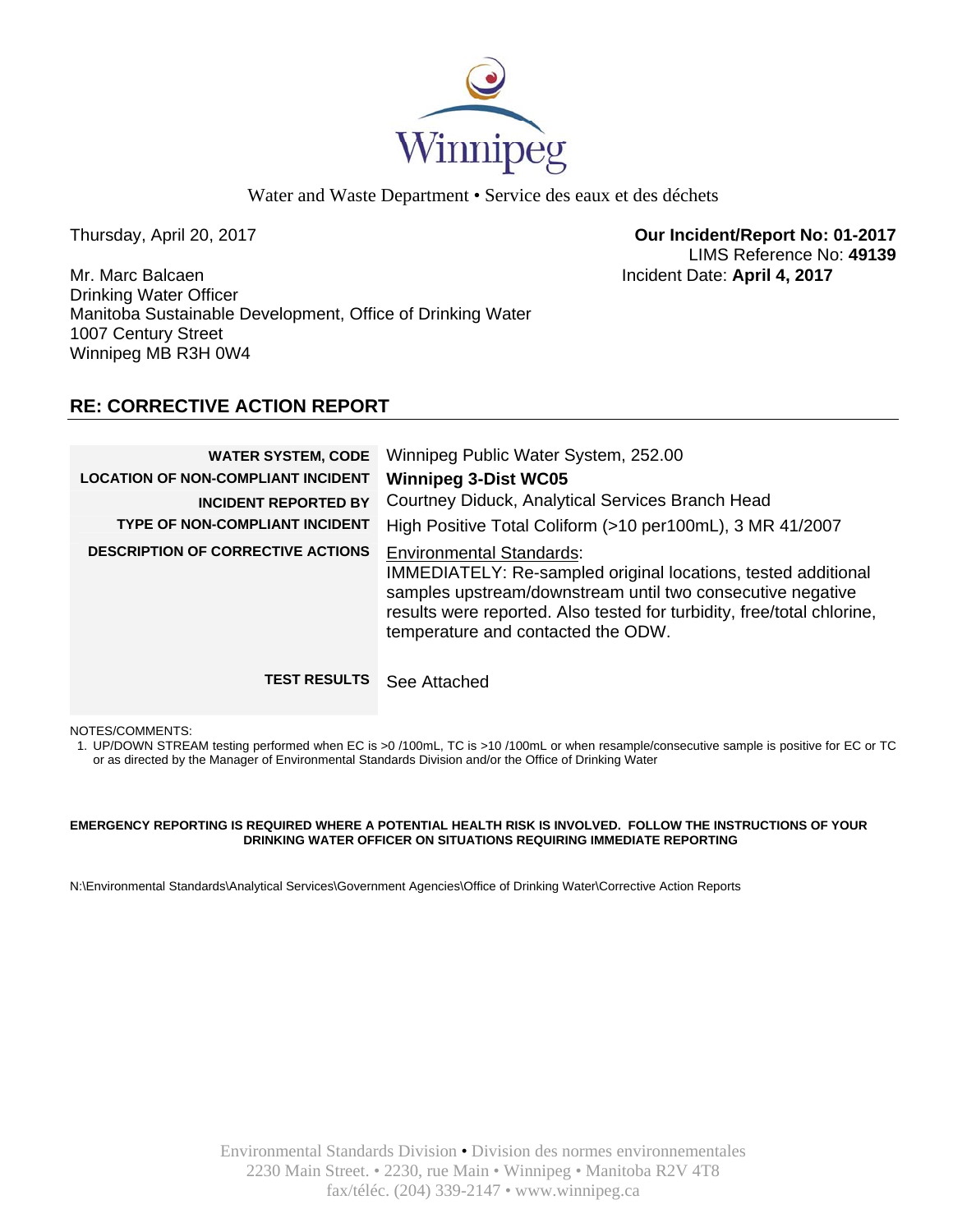Water and Waste Department • Service des eaux et des déchets

Thursday, April 20, 2017

**Our Incident/Report No: 01-2017**
LIMS Reference No: **49139**
Incident Date: **April 4, 2017**

Mr. Marc Balcaen
Drinking Water Officer
Manitoba Sustainable Development, Office of Drinking Water
1007 Century Street
Winnipeg MB R3H 0W4

## RE: CORRECTIVE ACTION REPORT

| | |
|---|---|
| **WATER SYSTEM, CODE** | Winnipeg Public Water System, 252.00 |
| **LOCATION OF NON-COMPLIANT INCIDENT** | **Winnipeg 3-Dist WC05** |
| **INCIDENT REPORTED BY** | Courtney Diduck, Analytical Services Branch Head |
| **TYPE OF NON-COMPLIANT INCIDENT** | High Positive Total Coliform (>10 per100mL), 3 MR 41/2007 |
| **DESCRIPTION OF CORRECTIVE ACTIONS** | Environmental Standards: IMMEDIATELY: Re-sampled original locations, tested additional samples upstream/downstream until two consecutive negative results were reported. Also tested for turbidity, free/total chlorine, temperature and contacted the ODW. |
| **TEST RESULTS** | See Attached |

NOTES/COMMENTS:

1. UP/DOWN STREAM testing performed when EC is >0 /100mL, TC is >10 /100mL or when resample/consecutive sample is positive for EC or TC or as directed by the Manager of Environmental Standards Division and/or the Office of Drinking Water

**EMERGENCY REPORTING IS REQUIRED WHERE A POTENTIAL HEALTH RISK IS INVOLVED. FOLLOW THE INSTRUCTIONS OF YOUR DRINKING WATER OFFICER ON SITUATIONS REQUIRING IMMEDIATE REPORTING**

N:\Environmental Standards\Analytical Services\Government Agencies\Office of Drinking Water\Corrective Action Reports

Environmental Standards Division • Division des normes environnementales
2230 Main Street. • 2230, rue Main • Winnipeg • Manitoba R2V 4T8
fax/téléc. (204) 339-2147 • www.winnipeg.ca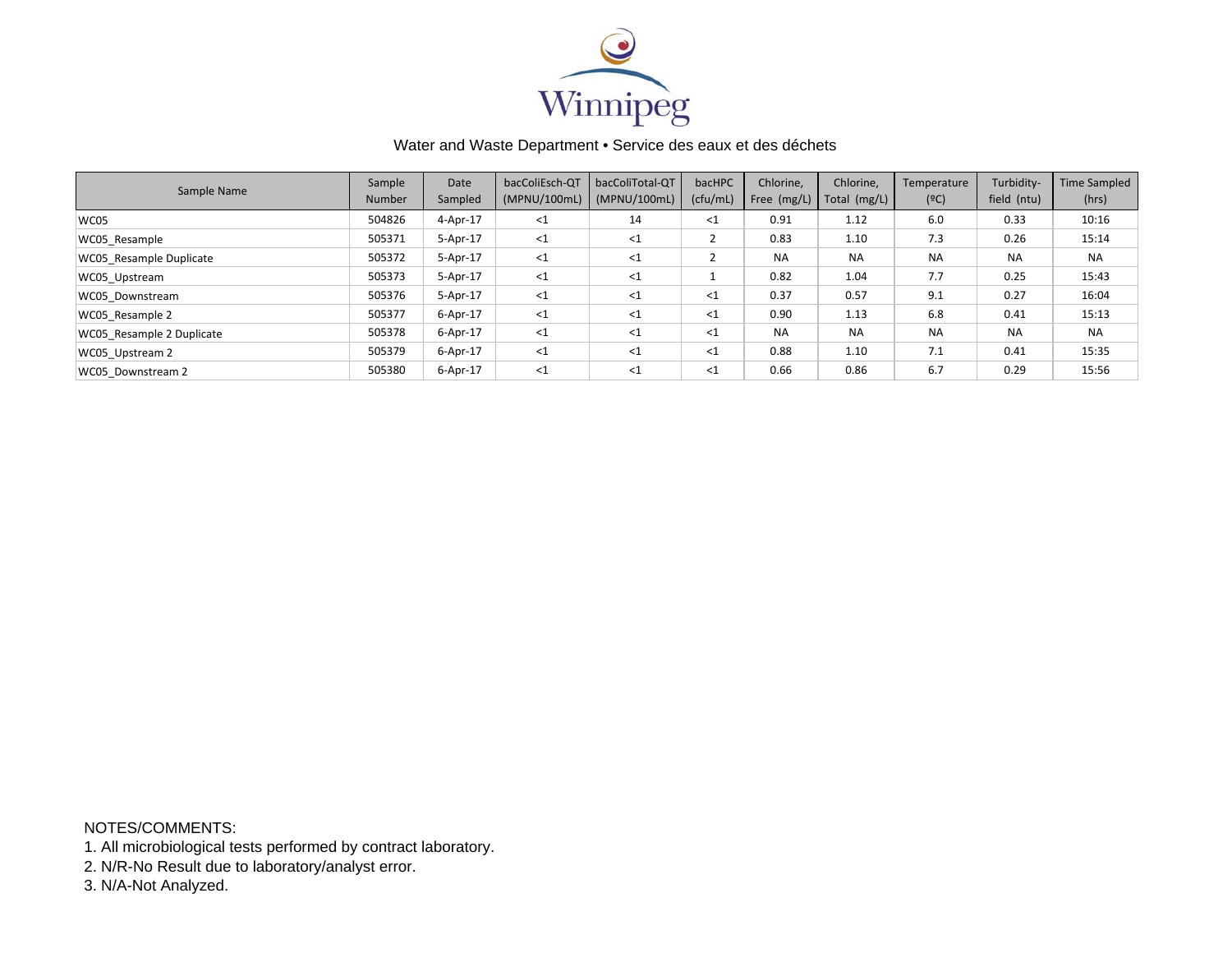Winnipeg

Water and Waste Department • Service des eaux et des déchets

| Sample Name | Sample Number | Date Sampled | bacColiEsch-QT (MPNU/100mL) | bacColiTotal-QT (MPNU/100mL) | bacHPC (cfu/mL) | Chlorine, Free (mg/L) | Chlorine, Total (mg/L) | Temperature (ºC) | Turbidity-field (ntu) | Time Sampled (hrs) |
|---|---|---|---|---|---|---|---|---|---|---|
| WC05 | 504826 | 4-Apr-17 | <1 | 14 | <1 | 0.91 | 1.12 | 6.0 | 0.33 | 10:16 |
| WC05_Resample | 505371 | 5-Apr-17 | <1 | <1 | 2 | 0.83 | 1.10 | 7.3 | 0.26 | 15:14 |
| WC05_Resample Duplicate | 505372 | 5-Apr-17 | <1 | <1 | 2 | NA | NA | NA | NA | NA |
| WC05_Upstream | 505373 | 5-Apr-17 | <1 | <1 | 1 | 0.82 | 1.04 | 7.7 | 0.25 | 15:43 |
| WC05_Downstream | 505376 | 5-Apr-17 | <1 | <1 | <1 | 0.37 | 0.57 | 9.1 | 0.27 | 16:04 |
| WC05_Resample 2 | 505377 | 6-Apr-17 | <1 | <1 | <1 | 0.90 | 1.13 | 6.8 | 0.41 | 15:13 |
| WC05_Resample 2 Duplicate | 505378 | 6-Apr-17 | <1 | <1 | <1 | NA | NA | NA | NA | NA |
| WC05_Upstream 2 | 505379 | 6-Apr-17 | <1 | <1 | <1 | 0.88 | 1.10 | 7.1 | 0.41 | 15:35 |
| WC05_Downstream 2 | 505380 | 6-Apr-17 | <1 | <1 | <1 | 0.66 | 0.86 | 6.7 | 0.29 | 15:56 |

NOTES/COMMENTS:

1. All microbiological tests performed by contract laboratory.
2. N/R-No Result due to laboratory/analyst error.
3. N/A-Not Analyzed.